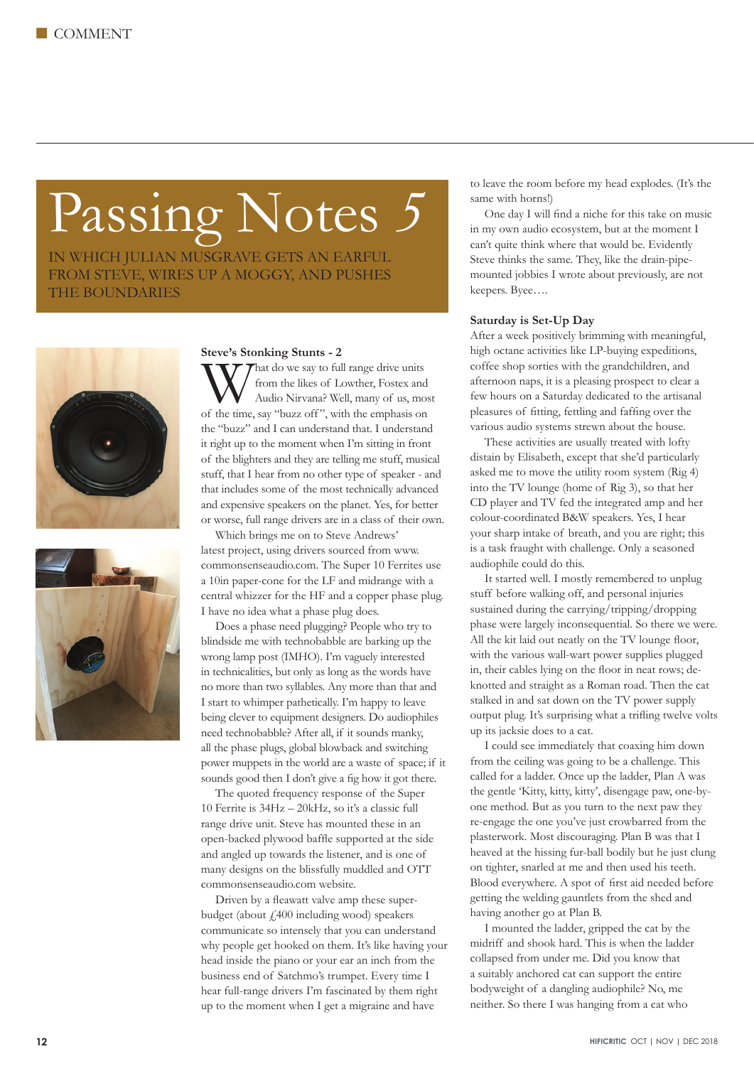# Passing Notes 5

IN WHICH JULIAN MUSGRAVE GETS AN EARFUL FROM STEVE, WIRES UP A MOGGY, AND PUSHES THE BOUNDARIES

### Steve's Stonking Stunts - 2

What do we say to full range drive units from the likes of Lowther, Fostex and Audio Nirvana? Well, many of us, most of the time, say "buzz off", with the emphasis on the "buzz" and I can understand that. I understand it right up to the moment when I'm sitting in front of the blighters and they are telling me stuff, musical stuff, that I hear from no other type of speaker - and that includes some of the most technically advanced and expensive speakers on the planet. Yes, for better or worse, full range drivers are in a class of their own.

Which brings me on to Steve Andrews' latest project, using drivers sourced from www.commonsenseaudio.com. The Super 10 Ferrites use a 10in paper-cone for the LF and midrange with a central whizzer for the HF and a copper phase plug. I have no idea what a phase plug does.

Does a phase need plugging? People who try to blindside me with technobabble are barking up the wrong lamp post (IMHO). I'm vaguely interested in technicalities, but only as long as the words have no more than two syllables. Any more than that and I start to whimper pathetically. I'm happy to leave being clever to equipment designers. Do audiophiles need technobabble? After all, if it sounds manky, all the phase plugs, global blowback and switching power muppets in the world are a waste of space; if it sounds good then I don't give a fig how it got there.

The quoted frequency response of the Super 10 Ferrite is 34Hz – 20kHz, so it's a classic full range drive unit. Steve has mounted these in an open-backed plywood baffle supported at the side and angled up towards the listener, and is one of many designs on the blissfully muddled and OTT commonsenseaudio.com website.

Driven by a fleawatt valve amp these super-budget (about £400 including wood) speakers communicate so intensely that you can understand why people get hooked on them. It's like having your head inside the piano or your ear an inch from the business end of Satchmo's trumpet. Every time I hear full-range drivers I'm fascinated by them right up to the moment when I get a migraine and have to leave the room before my head explodes. (It's the same with horns!)

One day I will find a niche for this take on music in my own audio ecosystem, but at the moment I can't quite think where that would be. Evidently Steve thinks the same. They, like the drain-pipe-mounted jobbies I wrote about previously, are not keepers. Byee….

### Saturday is Set-Up Day

After a week positively brimming with meaningful, high octane activities like LP-buying expeditions, coffee shop sorties with the grandchildren, and afternoon naps, it is a pleasing prospect to clear a few hours on a Saturday dedicated to the artisanal pleasures of fitting, fettling and faffing over the various audio systems strewn about the house.

These activities are usually treated with lofty distain by Elisabeth, except that she'd particularly asked me to move the utility room system (Rig 4) into the TV lounge (home of Rig 3), so that her CD player and TV fed the integrated amp and her colour-coordinated B&W speakers. Yes, I hear your sharp intake of breath, and you are right; this is a task fraught with challenge. Only a seasoned audiophile could do this.

It started well. I mostly remembered to unplug stuff before walking off, and personal injuries sustained during the carrying/tripping/dropping phase were largely inconsequential. So there we were. All the kit laid out neatly on the TV lounge floor, with the various wall-wart power supplies plugged in, their cables lying on the floor in neat rows; de-knotted and straight as a Roman road. Then the cat stalked in and sat down on the TV power supply output plug. It's surprising what a trifling twelve volts up its jacksie does to a cat.

I could see immediately that coaxing him down from the ceiling was going to be a challenge. This called for a ladder. Once up the ladder, Plan A was the gentle 'Kitty, kitty, kitty', disengage paw, one-by-one method. But as you turn to the next paw they re-engage the one you've just crowbarred from the plasterwork. Most discouraging. Plan B was that I heaved at the hissing fur-ball bodily but he just clung on tighter, snarled at me and then used his teeth. Blood everywhere. A spot of first aid needed before getting the welding gauntlets from the shed and having another go at Plan B.

I mounted the ladder, gripped the cat by the midriff and shook hard. This is when the ladder collapsed from under me. Did you know that a suitably anchored cat can support the entire bodyweight of a dangling audiophile? No, me neither. So there I was hanging from a cat who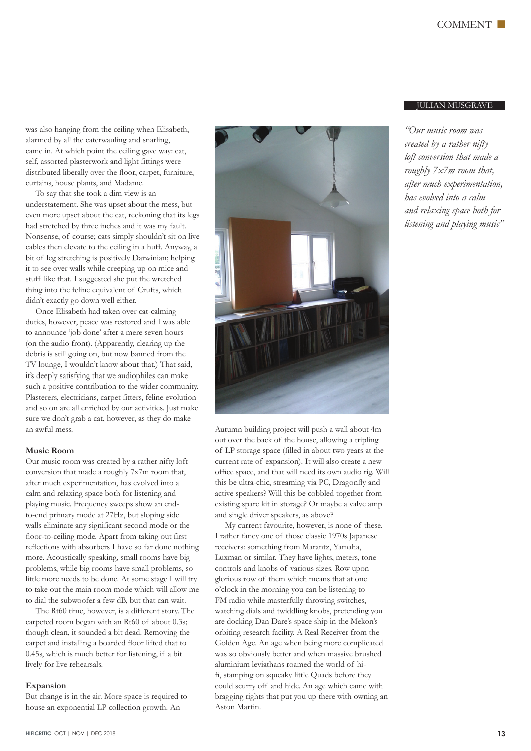was also hanging from the ceiling when Elisabeth, alarmed by all the caterwauling and snarling, came in. At which point the ceiling gave way: cat, self, assorted plasterwork and light fittings were distributed liberally over the floor, carpet, furniture, curtains, house plants, and Madame.

To say that she took a dim view is an understatement. She was upset about the mess, but even more upset about the cat, reckoning that its legs had stretched by three inches and it was my fault. Nonsense, of course; cats simply shouldn't sit on live cables then elevate to the ceiling in a huff. Anyway, a bit of leg stretching is positively Darwinian; helping it to see over walls while creeping up on mice and stuff like that. I suggested she put the wretched thing into the feline equivalent of Crufts, which didn't exactly go down well either.

Once Elisabeth had taken over cat-calming duties, however, peace was restored and I was able to announce 'job done' after a mere seven hours (on the audio front). (Apparently, clearing up the debris is still going on, but now banned from the TV lounge, I wouldn't know about that.) That said, it's deeply satisfying that we audiophiles can make such a positive contribution to the wider community. Plasterers, electricians, carpet fitters, feline evolution and so on are all enriched by our activities. Just make sure we don't grab a cat, however, as they do make an awful mess.

### Music Room

Our music room was created by a rather nifty loft conversion that made a roughly 7x7m room that, after much experimentation, has evolved into a calm and relaxing space both for listening and playing music. Frequency sweeps show an end-to-end primary mode at 27Hz, but sloping side walls eliminate any significant second mode or the floor-to-ceiling mode. Apart from taking out first reflections with absorbers I have so far done nothing more. Acoustically speaking, small rooms have big problems, while big rooms have small problems, so little more needs to be done. At some stage I will try to take out the main room mode which will allow me to dial the subwoofer a few dB, but that can wait.

The Rt60 time, however, is a different story. The carpeted room began with an Rt60 of about 0.3s; though clean, it sounded a bit dead. Removing the carpet and installing a boarded floor lifted that to 0.45s, which is much better for listening, if a bit lively for live rehearsals.

### Expansion

But change is in the air. More space is required to house an exponential LP collection growth. An Autumn building project will push a wall about 4m out over the back of the house, allowing a tripling of LP storage space (filled in about two years at the current rate of expansion). It will also create a new office space, and that will need its own audio rig. Will this be ultra-chic, streaming via PC, Dragonfly and active speakers? Will this be cobbled together from existing spare kit in storage? Or maybe a valve amp and single driver speakers, as above?

My current favourite, however, is none of these. I rather fancy one of those classic 1970s Japanese receivers: something from Marantz, Yamaha, Luxman or similar. They have lights, meters, tone controls and knobs of various sizes. Row upon glorious row of them which means that at one o'clock in the morning you can be listening to FM radio while masterfully throwing switches, watching dials and twiddling knobs, pretending you are docking Dan Dare's space ship in the Mekon's orbiting research facility. A Real Receiver from the Golden Age. An age when being more complicated was so obviously better and when massive brushed aluminium leviathans roamed the world of hi-fi, stamping on squeaky little Quads before they could scurry off and hide. An age which came with bragging rights that put you up there with owning an Aston Martin.

*"Our music room was created by a rather nifty loft conversion that made a roughly 7x7m room that, after much experimentation, has evolved into a calm and relaxing space both for listening and playing music"*